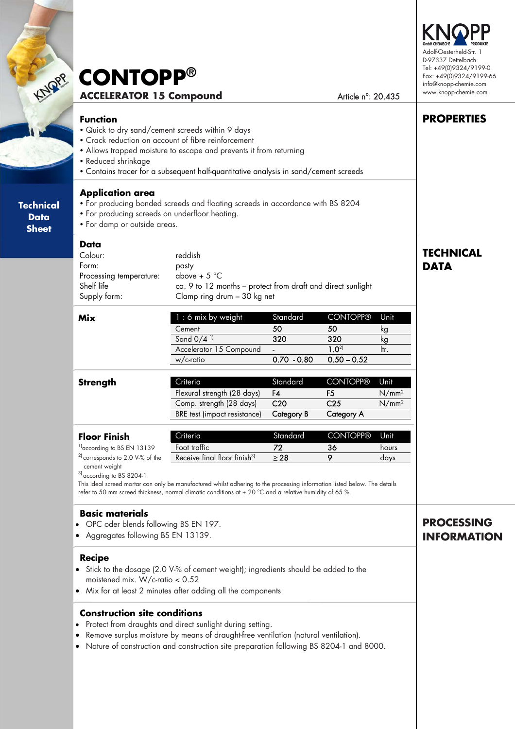KNOPP GmbH CHEMISCHE PRODUKTE
Adolf-Oesterheld-Str. 1
D-97337 Dettelbach
Tel: +49(0)9324/9199-0
Fax: +49(0)9324/9199-66
info@knopp-chemie.com
www.knopp-chemie.com

# CONTOPP®

## ACCELERATOR 15 Compound

Article n°: 20.435

**Technical Data Sheet**

## PROPERTIES

### Function

- Quick to dry sand/cement screeds within 9 days
- Crack reduction on account of fibre reinforcement
- Allows trapped moisture to escape and prevents it from returning
- Reduced shrinkage
- Contains tracer for a subsequent half-quantitative analysis in sand/cement screeds

### Application area

- For producing bonded screeds and floating screeds in accordance with BS 8204
- For producing screeds on underfloor heating.
- For damp or outside areas.

## TECHNICAL DATA

### Data

| | |
|---|---|
| Colour: | reddish |
| Form: | pasty |
| Processing temperature: | above + 5 °C |
| Shelf life | ca. 9 to 12 months – protect from draft and direct sunlight |
| Supply form: | Clamp ring drum – 30 kg net |

### Mix

| 1 : 6 mix by weight | Standard | CONTOPP® | Unit |
|---|---|---|---|
| Cement | 50 | 50 | kg |
| Sand 0/4 [1] | 320 | 320 | kg |
| Accelerator 15 Compound | - | 1.0[2] | ltr. |
| w/c-ratio | 0.70 - 0.80 | 0.50 – 0.52 | |

### Strength

| Criteria | Standard | CONTOPP® | Unit |
|---|---|---|---|
| Flexural strength (28 days) | F4 | F5 | $N/mm^2$ |
| Comp. strength (28 days) | C20 | C25 | $N/mm^2$ |
| BRE test (impact resistance) | Category B | Category A | |

### Floor Finish

| Criteria | Standard | CONTOPP® | Unit |
|---|---|---|---|
| Foot traffic | 72 | 36 | hours |
| Receive final floor finish[3] | ≥ 28 | 9 | days |

[1] according to BS EN 13139
[2] corresponds to 2.0 V-% of the cement weight
[3] according to BS 8204-1

This ideal screed mortar can only be manufactured whilst adhering to the processing information listed below. The details refer to 50 mm screed thickness, normal climatic conditions at + 20 °C and a relative humidity of 65 %.

## PROCESSING INFORMATION

### Basic materials

- OPC oder blends following BS EN 197.
- Aggregates following BS EN 13139.

### Recipe

- Stick to the dosage (2.0 V-% of cement weight); ingredients should be added to the moistened mix. W/c-ratio < 0.52
- Mix for at least 2 minutes after adding all the components

### Construction site conditions

- Protect from draughts and direct sunlight during setting.
- Remove surplus moisture by means of draught-free ventilation (natural ventilation).
- Nature of construction and construction site preparation following BS 8204-1 and 8000.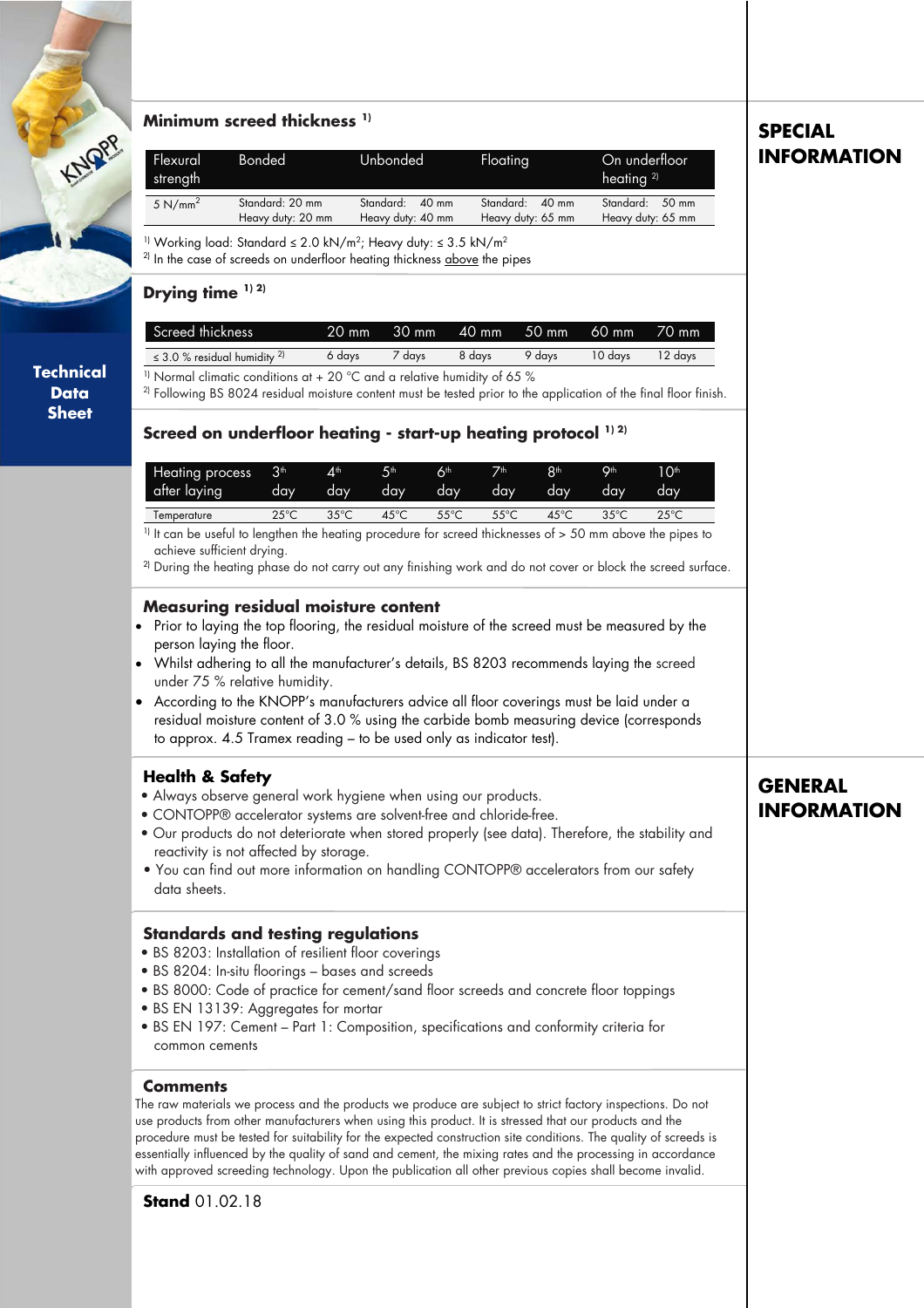Technical Data Sheet

# SPECIAL INFORMATION

## Minimum screed thickness [1)]

| Flexural strength | Bonded | Unbonded | Floating | On underfloor heating [2)] |
|---|---|---|---|---|
| 5 N/mm$^2$ | Standard: 20 mm<br>Heavy duty: 20 mm | Standard: 40 mm<br>Heavy duty: 40 mm | Standard: 40 mm<br>Heavy duty: 65 mm | Standard: 50 mm<br>Heavy duty: 65 mm |

[1)] Working load: Standard ≤ 2.0 kN/m$^2$; Heavy duty: ≤ 3.5 kN/m$^2$
[2)] In the case of screeds on underfloor heating thickness above the pipes

## Drying time [1) 2)]

| Screed thickness | 20 mm | 30 mm | 40 mm | 50 mm | 60 mm | 70 mm |
|---|---|---|---|---|---|---|
| ≤ 3.0 % residual humidity [2)] | 6 days | 7 days | 8 days | 9 days | 10 days | 12 days |

[1)] Normal climatic conditions at + 20 °C and a relative humidity of 65 %
[2)] Following BS 8024 residual moisture content must be tested prior to the application of the final floor finish.

## Screed on underfloor heating - start-up heating protocol [1) 2)]

| Heating process after laying | 3th day | 4th day | 5th day | 6th day | 7th day | 8th day | 9th day | 10th day |
|---|---|---|---|---|---|---|---|---|
| Temperature | 25°C | 35°C | 45°C | 55°C | 55°C | 45°C | 35°C | 25°C |

[1)] It can be useful to lengthen the heating procedure for screed thicknesses of > 50 mm above the pipes to achieve sufficient drying.
[2)] During the heating phase do not carry out any finishing work and do not cover or block the screed surface.

## Measuring residual moisture content

- Prior to laying the top flooring, the residual moisture of the screed must be measured by the person laying the floor.
- Whilst adhering to all the manufacturer's details, BS 8203 recommends laying the screed under 75 % relative humidity.
- According to the KNOPP's manufacturers advice all floor coverings must be laid under a residual moisture content of 3.0 % using the carbide bomb measuring device (corresponds to approx. 4.5 Tramex reading – to be used only as indicator test).

# GENERAL INFORMATION

## Health & Safety

- Always observe general work hygiene when using our products.
- CONTOPP® accelerator systems are solvent-free and chloride-free.
- Our products do not deteriorate when stored properly (see data). Therefore, the stability and reactivity is not affected by storage.
- You can find out more information on handling CONTOPP® accelerators from our safety data sheets.

## Standards and testing regulations

- BS 8203: Installation of resilient floor coverings
- BS 8204: In-situ floorings – bases and screeds
- BS 8000: Code of practice for cement/sand floor screeds and concrete floor toppings
- BS EN 13139: Aggregates for mortar
- BS EN 197: Cement – Part 1: Composition, specifications and conformity criteria for common cements

## Comments

The raw materials we process and the products we produce are subject to strict factory inspections. Do not use products from other manufacturers when using this product. It is stressed that our products and the procedure must be tested for suitability for the expected construction site conditions. The quality of screeds is essentially influenced by the quality of sand and cement, the mixing rates and the processing in accordance with approved screeding technology. Upon the publication all other previous copies shall become invalid.

**Stand** 01.02.18